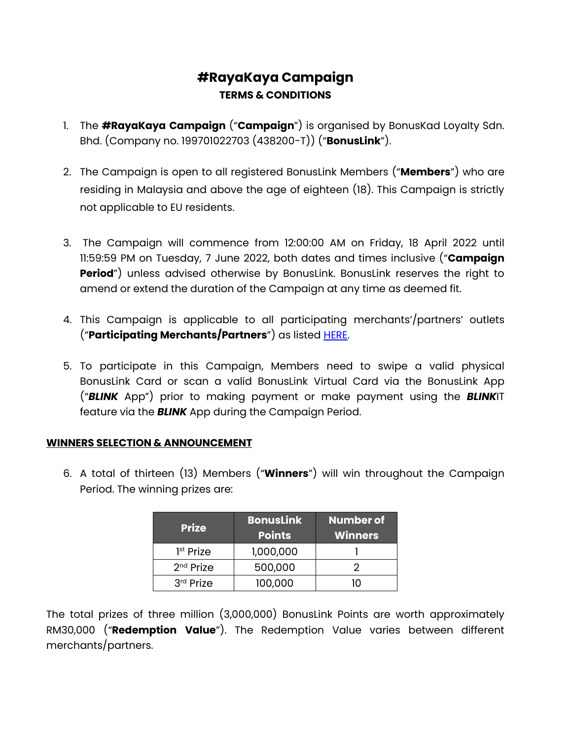# #RayaKaya Campaign

## TERMS & CONDITIONS

1. The **#RayaKaya Campaign** ("**Campaign**") is organised by BonusKad Loyalty Sdn. Bhd. (Company no. 199701022703 (438200-T)) ("**BonusLink**").

2. The Campaign is open to all registered BonusLink Members ("**Members**") who are residing in Malaysia and above the age of eighteen (18). This Campaign is strictly not applicable to EU residents.

3. The Campaign will commence from 12:00:00 AM on Friday, 18 April 2022 until 11:59:59 PM on Tuesday, 7 June 2022, both dates and times inclusive ("**Campaign Period**") unless advised otherwise by BonusLink. BonusLink reserves the right to amend or extend the duration of the Campaign at any time as deemed fit.

4. This Campaign is applicable to all participating merchants'/partners' outlets ("**Participating Merchants/Partners**") as listed HERE.

5. To participate in this Campaign, Members need to swipe a valid physical BonusLink Card or scan a valid BonusLink Virtual Card via the BonusLink App ("***BLINK*** App") prior to making payment or make payment using the ***BLINK***IT feature via the ***BLINK*** App during the Campaign Period.

**WINNERS SELECTION & ANNOUNCEMENT**

6. A total of thirteen (13) Members ("**Winners**") will win throughout the Campaign Period. The winning prizes are:

| Prize | BonusLink Points | Number of Winners |
|---|---|---|
| 1st Prize | 1,000,000 | 1 |
| 2nd Prize | 500,000 | 2 |
| 3rd Prize | 100,000 | 10 |

The total prizes of three million (3,000,000) BonusLink Points are worth approximately RM30,000 ("**Redemption Value**"). The Redemption Value varies between different merchants/partners.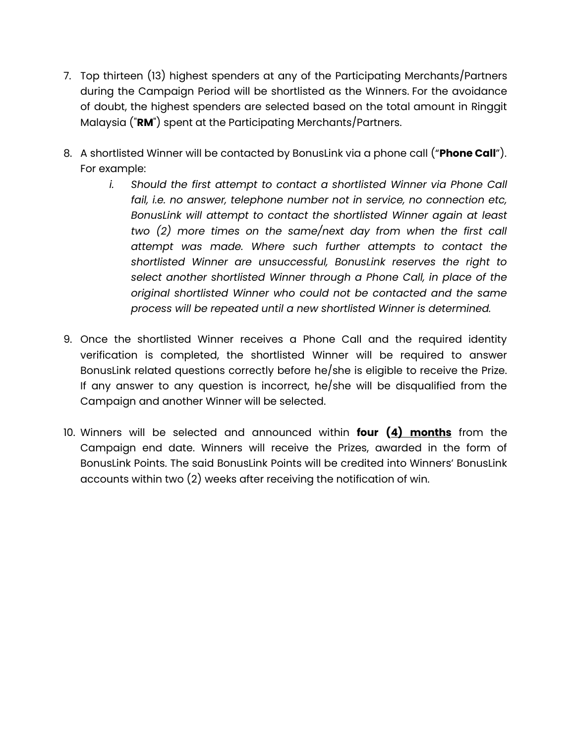7. Top thirteen (13) highest spenders at any of the Participating Merchants/Partners during the Campaign Period will be shortlisted as the Winners. For the avoidance of doubt, the highest spenders are selected based on the total amount in Ringgit Malaysia ("**RM**") spent at the Participating Merchants/Partners.

8. A shortlisted Winner will be contacted by BonusLink via a phone call ("**Phone Call**"). For example:
    i. *Should the first attempt to contact a shortlisted Winner via Phone Call fail, i.e. no answer, telephone number not in service, no connection etc, BonusLink will attempt to contact the shortlisted Winner again at least two (2) more times on the same/next day from when the first call attempt was made. Where such further attempts to contact the shortlisted Winner are unsuccessful, BonusLink reserves the right to select another shortlisted Winner through a Phone Call, in place of the original shortlisted Winner who could not be contacted and the same process will be repeated until a new shortlisted Winner is determined.*

9. Once the shortlisted Winner receives a Phone Call and the required identity verification is completed, the shortlisted Winner will be required to answer BonusLink related questions correctly before he/she is eligible to receive the Prize. If any answer to any question is incorrect, he/she will be disqualified from the Campaign and another Winner will be selected.

10. Winners will be selected and announced within **four <u>(4) months</u>** from the Campaign end date. Winners will receive the Prizes, awarded in the form of BonusLink Points. The said BonusLink Points will be credited into Winners' BonusLink accounts within two (2) weeks after receiving the notification of win.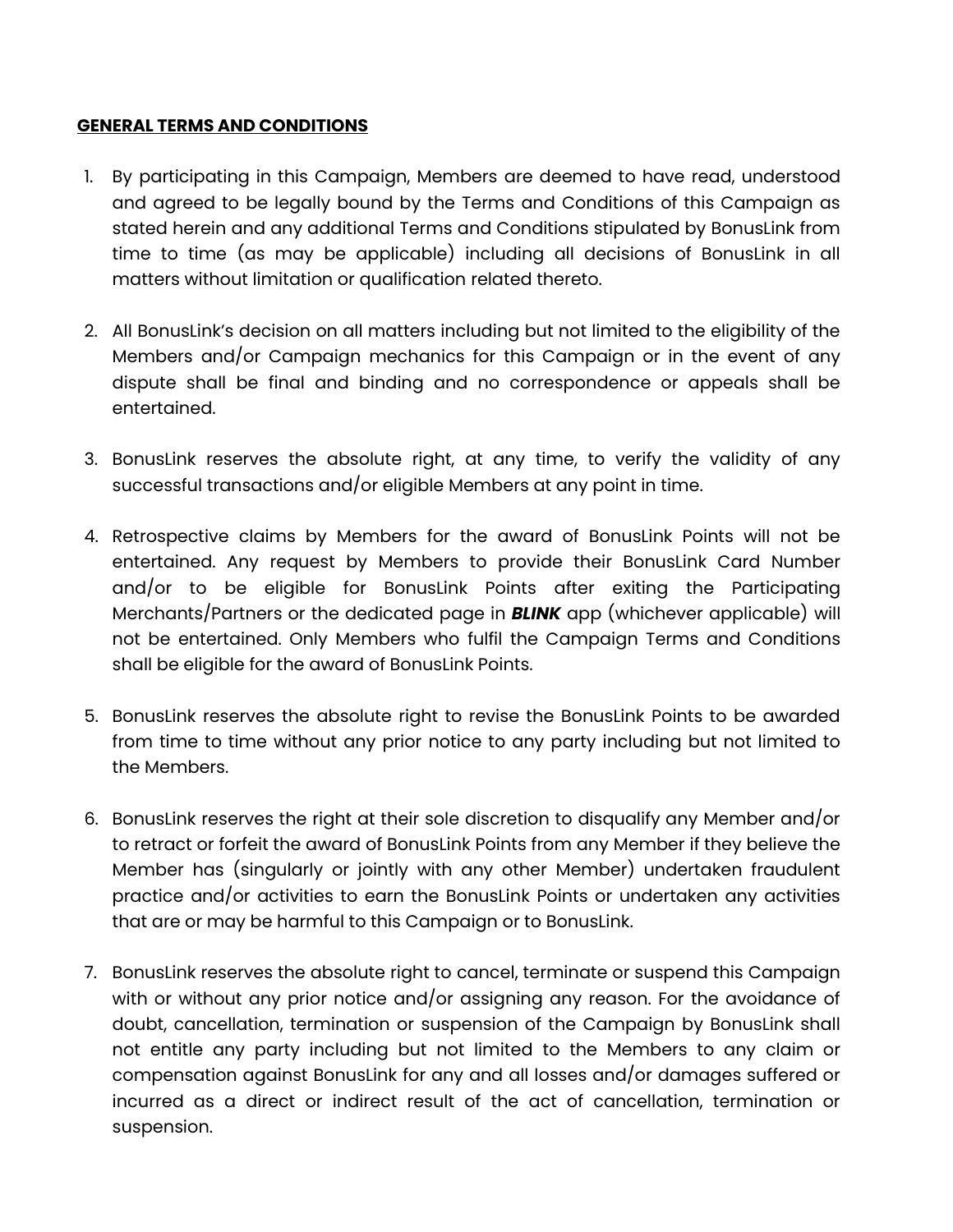**GENERAL TERMS AND CONDITIONS**

1. By participating in this Campaign, Members are deemed to have read, understood and agreed to be legally bound by the Terms and Conditions of this Campaign as stated herein and any additional Terms and Conditions stipulated by BonusLink from time to time (as may be applicable) including all decisions of BonusLink in all matters without limitation or qualification related thereto.

2. All BonusLink's decision on all matters including but not limited to the eligibility of the Members and/or Campaign mechanics for this Campaign or in the event of any dispute shall be final and binding and no correspondence or appeals shall be entertained.

3. BonusLink reserves the absolute right, at any time, to verify the validity of any successful transactions and/or eligible Members at any point in time.

4. Retrospective claims by Members for the award of BonusLink Points will not be entertained. Any request by Members to provide their BonusLink Card Number and/or to be eligible for BonusLink Points after exiting the Participating Merchants/Partners or the dedicated page in ***BLINK*** app (whichever applicable) will not be entertained. Only Members who fulfil the Campaign Terms and Conditions shall be eligible for the award of BonusLink Points.

5. BonusLink reserves the absolute right to revise the BonusLink Points to be awarded from time to time without any prior notice to any party including but not limited to the Members.

6. BonusLink reserves the right at their sole discretion to disqualify any Member and/or to retract or forfeit the award of BonusLink Points from any Member if they believe the Member has (singularly or jointly with any other Member) undertaken fraudulent practice and/or activities to earn the BonusLink Points or undertaken any activities that are or may be harmful to this Campaign or to BonusLink.

7. BonusLink reserves the absolute right to cancel, terminate or suspend this Campaign with or without any prior notice and/or assigning any reason. For the avoidance of doubt, cancellation, termination or suspension of the Campaign by BonusLink shall not entitle any party including but not limited to the Members to any claim or compensation against BonusLink for any and all losses and/or damages suffered or incurred as a direct or indirect result of the act of cancellation, termination or suspension.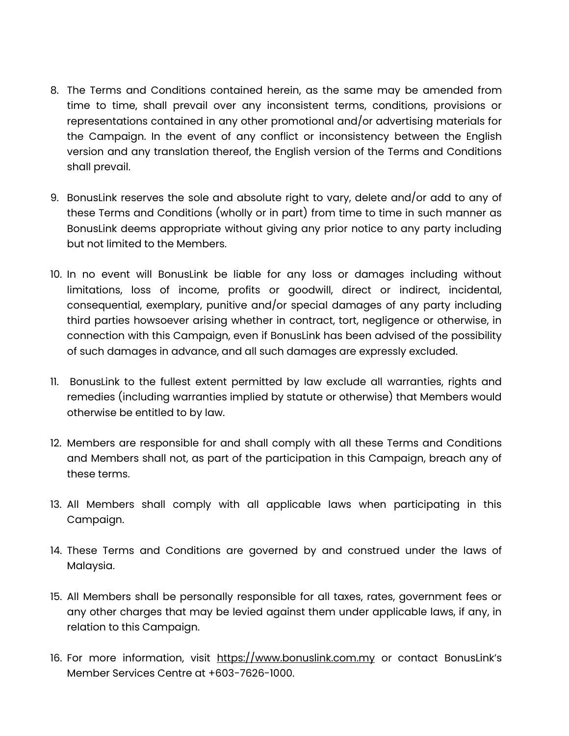8. The Terms and Conditions contained herein, as the same may be amended from time to time, shall prevail over any inconsistent terms, conditions, provisions or representations contained in any other promotional and/or advertising materials for the Campaign. In the event of any conflict or inconsistency between the English version and any translation thereof, the English version of the Terms and Conditions shall prevail.

9. BonusLink reserves the sole and absolute right to vary, delete and/or add to any of these Terms and Conditions (wholly or in part) from time to time in such manner as BonusLink deems appropriate without giving any prior notice to any party including but not limited to the Members.

10. In no event will BonusLink be liable for any loss or damages including without limitations, loss of income, profits or goodwill, direct or indirect, incidental, consequential, exemplary, punitive and/or special damages of any party including third parties howsoever arising whether in contract, tort, negligence or otherwise, in connection with this Campaign, even if BonusLink has been advised of the possibility of such damages in advance, and all such damages are expressly excluded.

11. BonusLink to the fullest extent permitted by law exclude all warranties, rights and remedies (including warranties implied by statute or otherwise) that Members would otherwise be entitled to by law.

12. Members are responsible for and shall comply with all these Terms and Conditions and Members shall not, as part of the participation in this Campaign, breach any of these terms.

13. All Members shall comply with all applicable laws when participating in this Campaign.

14. These Terms and Conditions are governed by and construed under the laws of Malaysia.

15. All Members shall be personally responsible for all taxes, rates, government fees or any other charges that may be levied against them under applicable laws, if any, in relation to this Campaign.

16. For more information, visit [https://www.bonuslink.com.my](https://www.bonuslink.com.my) or contact BonusLink's Member Services Centre at +603-7626-1000.